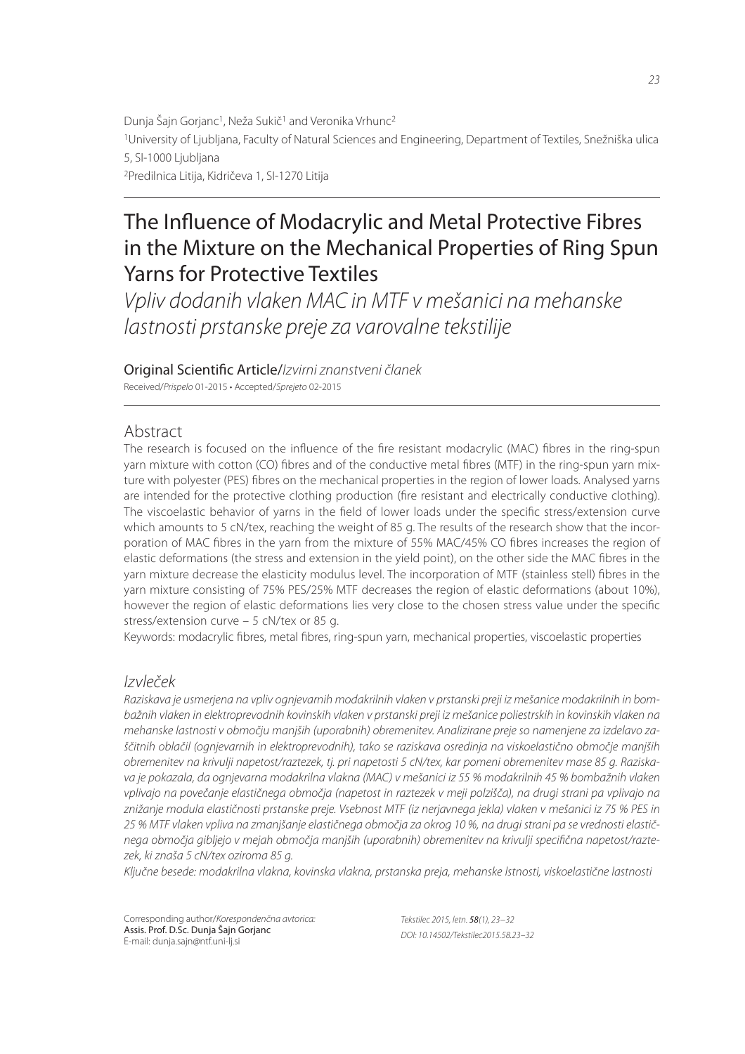Dunja Šajn Gorjanc[1], Neža Sukič[1] and Veronika Vrhunc[2]

[1]University of Ljubljana, Faculty of Natural Sciences and Engineering, Department of Textiles, Snežniška ulica 5, SI-1000 Ljubljana

[2]Predilnica Litija, Kidričeva 1, SI-1270 Litija

# The Influence of Modacrylic and Metal Protective Fibres in the Mixture on the Mechanical Properties of Ring Spun Yarns for Protective Textiles

*Vpliv dodanih vlaken MAC in MTF v mešanici na mehanske lastnosti prstanske preje za varovalne tekstilije*

Original Scientific Article/*Izvirni znanstveni članek*

Received/*Prispelo* 01-2015 • Accepted/*Sprejeto* 02-2015

## Abstract

The research is focused on the influence of the fire resistant modacrylic (MAC) fibres in the ring-spun yarn mixture with cotton (CO) fibres and of the conductive metal fibres (MTF) in the ring-spun yarn mixture with polyester (PES) fibres on the mechanical properties in the region of lower loads. Analysed yarns are intended for the protective clothing production (fire resistant and electrically conductive clothing). The viscoelastic behavior of yarns in the field of lower loads under the specific stress/extension curve which amounts to 5 cN/tex, reaching the weight of 85 g. The results of the research show that the incorporation of MAC fibres in the yarn from the mixture of 55% MAC/45% CO fibres increases the region of elastic deformations (the stress and extension in the yield point), on the other side the MAC fibres in the yarn mixture decrease the elasticity modulus level. The incorporation of MTF (stainless stell) fibres in the yarn mixture consisting of 75% PES/25% MTF decreases the region of elastic deformations (about 10%), however the region of elastic deformations lies very close to the chosen stress value under the specific stress/extension curve – 5 cN/tex or 85 g.

Keywords: modacrylic fibres, metal fibres, ring-spun yarn, mechanical properties, viscoelastic properties

## *Izvleček*

*Raziskava je usmerjena na vpliv ognjevarnih modakrilnih vlaken v prstanski preji iz mešanice modakrilnih in bombažnih vlaken in elektroprevodnih kovinskih vlaken v prstanski preji iz mešanice poliestrskih in kovinskih vlaken na mehanske lastnosti v območju manjših (uporabnih) obremenitev. Analizirane preje so namenjene za izdelavo zaščitnih oblačil (ognjevarnih in elektroprevodnih), tako se raziskava osredinja na viskoelastično območje manjših obremenitev na krivulji napetost/raztezek, tj. pri napetosti 5 cN/tex, kar pomeni obremenitev mase 85 g. Raziskava je pokazala, da ognjevarna modakrilna vlakna (MAC) v mešanici iz 55 % modakrilnih 45 % bombažnih vlaken vplivajo na povečanje elastičnega območja (napetost in raztezek v meji polzišča), na drugi strani pa vplivajo na znižanje modula elastičnosti prstanske preje. Vsebnost MTF (iz nerjavnega jekla) vlaken v mešanici iz 75 % PES in 25 % MTF vlaken vpliva na zmanjšanje elastičnega območja za okrog 10 %, na drugi strani pa se vrednosti elastičnega območja gibljejo v mejah območja manjših (uporabnih) obremenitev na krivulji specifična napetost/raztezek, ki znaša 5 cN/tex oziroma 85 g.*

*Ključne besede: modakrilna vlakna, kovinska vlakna, prstanska preja, mehanske lstnosti, viskoelastične lastnosti*

Corresponding author/*Korespondenčna avtorica:*
Assis. Prof. D.Sc. Dunja Šajn Gorjanc
E-mail: dunja.sajn@ntf.uni-lj.si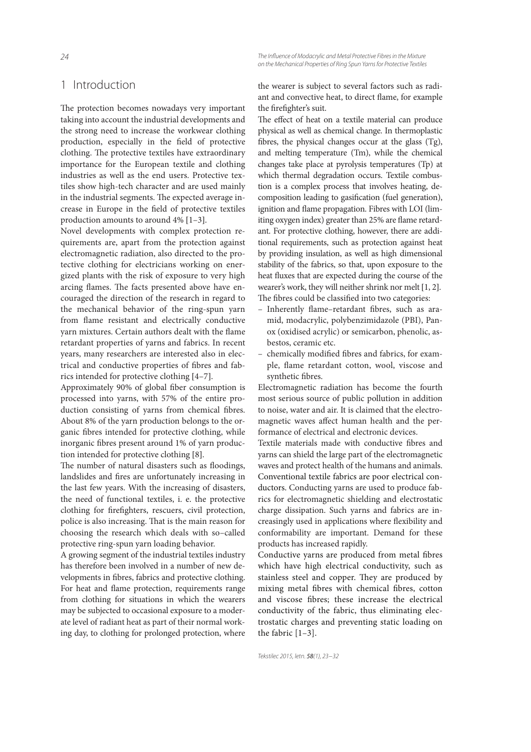# 1 Introduction

The protection becomes nowadays very important taking into account the industrial developments and the strong need to increase the workwear clothing production, especially in the field of protective clothing. The protective textiles have extraordinary importance for the European textile and clothing industries as well as the end users. Protective textiles show high-tech character and are used mainly in the industrial segments. The expected average increase in Europe in the field of protective textiles production amounts to around 4% [1–3].

Novel developments with complex protection requirements are, apart from the protection against electromagnetic radiation, also directed to the protective clothing for electricians working on energized plants with the risk of exposure to very high arcing flames. The facts presented above have encouraged the direction of the research in regard to the mechanical behavior of the ring-spun yarn from flame resistant and electrically conductive yarn mixtures. Certain authors dealt with the flame retardant properties of yarns and fabrics. In recent years, many researchers are interested also in electrical and conductive properties of fibres and fabrics intended for protective clothing [4–7].

Approximately 90% of global fiber consumption is processed into yarns, with 57% of the entire production consisting of yarns from chemical fibres. About 8% of the yarn production belongs to the organic fibres intended for protective clothing, while inorganic fibres present around 1% of yarn production intended for protective clothing [8].

The number of natural disasters such as floodings, landslides and fires are unfortunately increasing in the last few years. With the increasing of disasters, the need of functional textiles, i. e. the protective clothing for firefighters, rescuers, civil protection, police is also increasing. That is the main reason for choosing the research which deals with so–called protective ring-spun yarn loading behavior.

A growing segment of the industrial textiles industry has therefore been involved in a number of new developments in fibres, fabrics and protective clothing. For heat and flame protection, requirements range from clothing for situations in which the wearers may be subjected to occasional exposure to a moderate level of radiant heat as part of their normal working day, to clothing for prolonged protection, where the wearer is subject to several factors such as radiant and convective heat, to direct flame, for example the firefighter's suit.

The effect of heat on a textile material can produce physical as well as chemical change. In thermoplastic fibres, the physical changes occur at the glass (Tg), and melting temperature (Tm), while the chemical changes take place at pyrolysis temperatures (Tp) at which thermal degradation occurs. Textile combustion is a complex process that involves heating, decomposition leading to gasification (fuel generation), ignition and flame propagation. Fibres with LOI (limiting oxygen index) greater than 25% are flame retardant. For protective clothing, however, there are additional requirements, such as protection against heat by providing insulation, as well as high dimensional stability of the fabrics, so that, upon exposure to the heat fluxes that are expected during the course of the wearer's work, they will neither shrink nor melt [1, 2].

The fibres could be classified into two categories:

- Inherently flame–retardant fibres, such as aramid, modacrylic, polybenzimidazole (PBI), Panox (oxidised acrylic) or semicarbon, phenolic, asbestos, ceramic etc.
- chemically modified fibres and fabrics, for example, flame retardant cotton, wool, viscose and synthetic fibres.

Electromagnetic radiation has become the fourth most serious source of public pollution in addition to noise, water and air. It is claimed that the electromagnetic waves affect human health and the performance of electrical and electronic devices.

Textile materials made with conductive fibres and yarns can shield the large part of the electromagnetic waves and protect health of the humans and animals. Conventional textile fabrics are poor electrical conductors. Conducting yarns are used to produce fabrics for electromagnetic shielding and electrostatic charge dissipation. Such yarns and fabrics are increasingly used in applications where flexibility and conformability are important. Demand for these products has increased rapidly.

Conductive yarns are produced from metal fibres which have high electrical conductivity, such as stainless steel and copper. They are produced by mixing metal fibres with chemical fibres, cotton and viscose fibres; these increase the electrical conductivity of the fabric, thus eliminating electrostatic charges and preventing static loading on the fabric [1–3].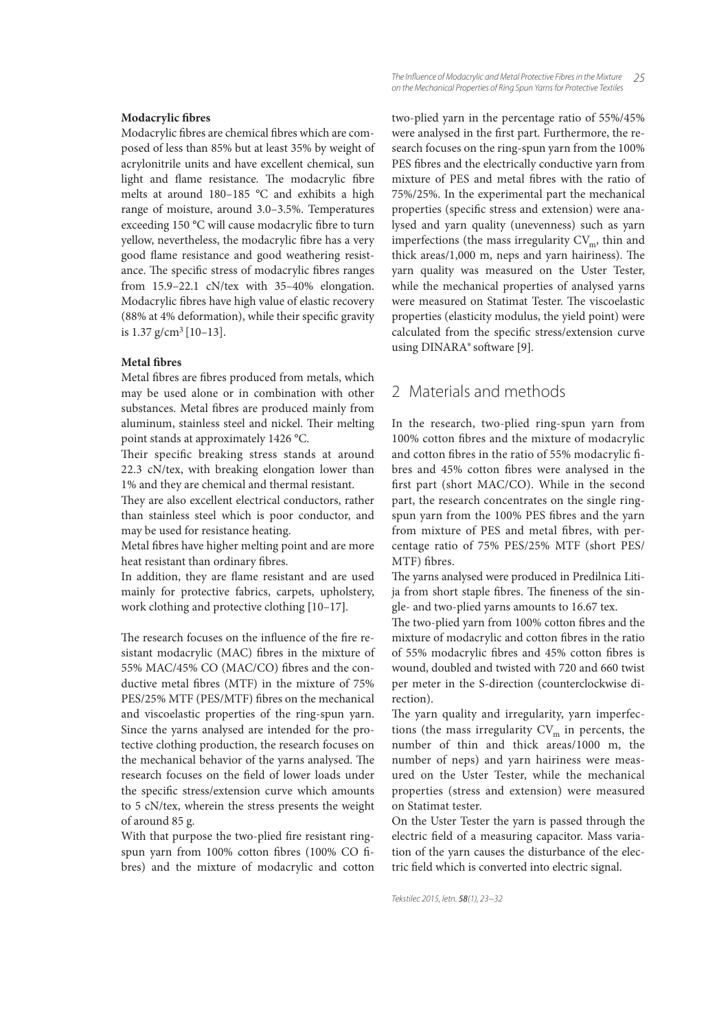**Modacrylic fibres**

Modacrylic fibres are chemical fibres which are composed of less than 85% but at least 35% by weight of acrylonitrile units and have excellent chemical, sun light and flame resistance. The modacrylic fibre melts at around 180–185 °C and exhibits a high range of moisture, around 3.0–3.5%. Temperatures exceeding 150 °C will cause modacrylic fibre to turn yellow, nevertheless, the modacrylic fibre has a very good flame resistance and good weathering resistance. The specific stress of modacrylic fibres ranges from 15.9–22.1 cN/tex with 35–40% elongation. Modacrylic fibres have high value of elastic recovery (88% at 4% deformation), while their specific gravity is 1.37 g/cm$^3$ [10–13].

**Metal fibres**

Metal fibres are fibres produced from metals, which may be used alone or in combination with other substances. Metal fibres are produced mainly from aluminum, stainless steel and nickel. Their melting point stands at approximately 1426 °C.

Their specific breaking stress stands at around 22.3 cN/tex, with breaking elongation lower than 1% and they are chemical and thermal resistant.

They are also excellent electrical conductors, rather than stainless steel which is poor conductor, and may be used for resistance heating.

Metal fibres have higher melting point and are more heat resistant than ordinary fibres.

In addition, they are flame resistant and are used mainly for protective fabrics, carpets, upholstery, work clothing and protective clothing [10–17].

The research focuses on the influence of the fire resistant modacrylic (MAC) fibres in the mixture of 55% MAC/45% CO (MAC/CO) fibres and the conductive metal fibres (MTF) in the mixture of 75% PES/25% MTF (PES/MTF) fibres on the mechanical and viscoelastic properties of the ring-spun yarn. Since the yarns analysed are intended for the protective clothing production, the research focuses on the mechanical behavior of the yarns analysed. The research focuses on the field of lower loads under the specific stress/extension curve which amounts to 5 cN/tex, wherein the stress presents the weight of around 85 g.

With that purpose the two-plied fire resistant ring-spun yarn from 100% cotton fibres (100% CO fibres) and the mixture of modacrylic and cotton two-plied yarn in the percentage ratio of 55%/45% were analysed in the first part. Furthermore, the research focuses on the ring-spun yarn from the 100% PES fibres and the electrically conductive yarn from mixture of PES and metal fibres with the ratio of 75%/25%. In the experimental part the mechanical properties (specific stress and extension) were analysed and yarn quality (unevenness) such as yarn imperfections (the mass irregularity $CV_m$, thin and thick areas/1,000 m, neps and yarn hairiness). The yarn quality was measured on the Uster Tester, while the mechanical properties of analysed yarns were measured on Statimat Tester. The viscoelastic properties (elasticity modulus, the yield point) were calculated from the specific stress/extension curve using DINARA® software [9].

## 2 Materials and methods

In the research, two-plied ring-spun yarn from 100% cotton fibres and the mixture of modacrylic and cotton fibres in the ratio of 55% modacrylic fibres and 45% cotton fibres were analysed in the first part (short MAC/CO). While in the second part, the research concentrates on the single ring-spun yarn from the 100% PES fibres and the yarn from mixture of PES and metal fibres, with percentage ratio of 75% PES/25% MTF (short PES/MTF) fibres.

The yarns analysed were produced in Predilnica Litija from short staple fibres. The fineness of the single- and two-plied yarns amounts to 16.67 tex.

The two-plied yarn from 100% cotton fibres and the mixture of modacrylic and cotton fibres in the ratio of 55% modacrylic fibres and 45% cotton fibres is wound, doubled and twisted with 720 and 660 twist per meter in the S-direction (counterclockwise direction).

The yarn quality and irregularity, yarn imperfections (the mass irregularity $CV_m$ in percents, the number of thin and thick areas/1000 m, the number of neps) and yarn hairiness were measured on the Uster Tester, while the mechanical properties (stress and extension) were measured on Statimat tester.

On the Uster Tester the yarn is passed through the electric field of a measuring capacitor. Mass variation of the yarn causes the disturbance of the electric field which is converted into electric signal.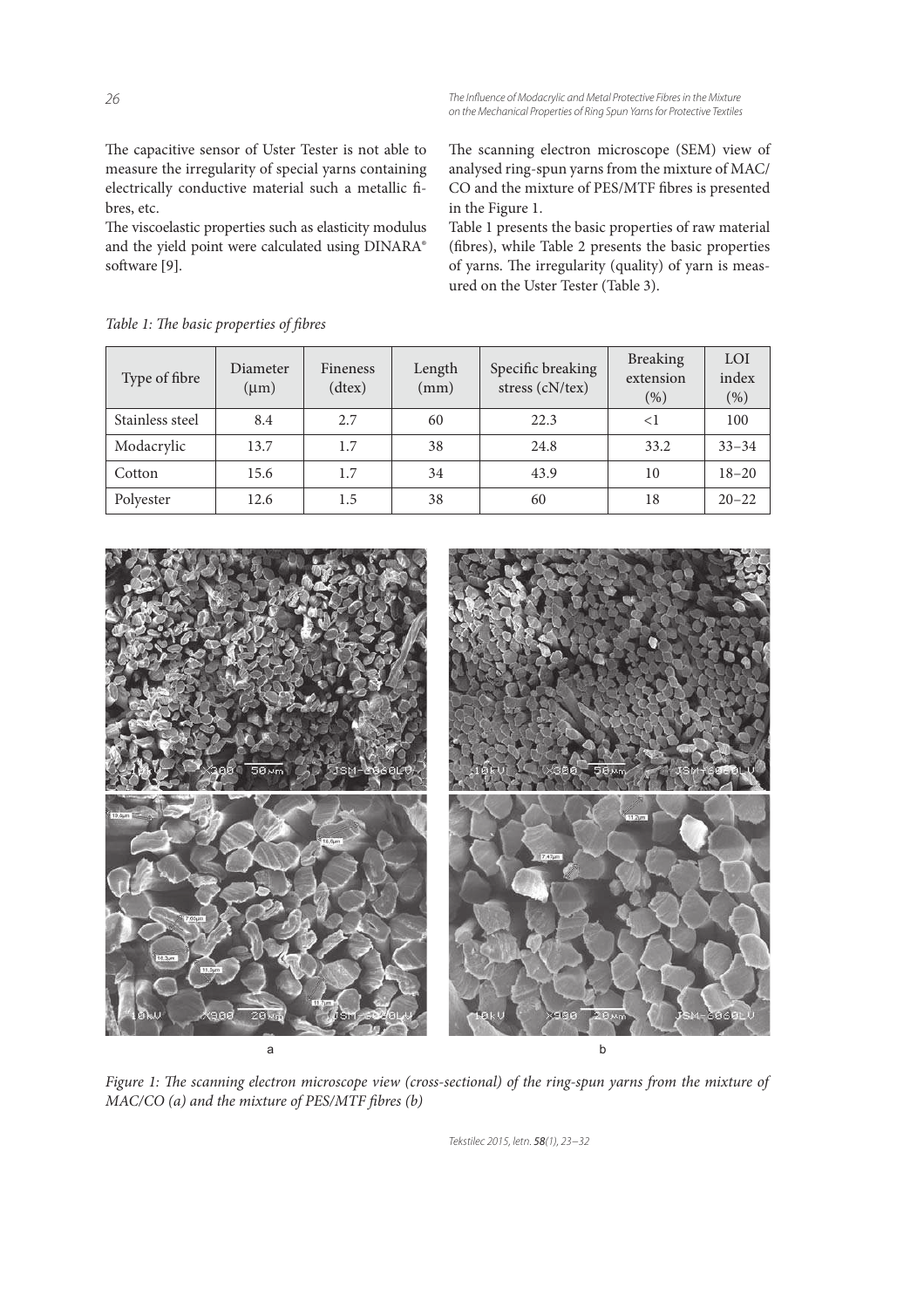The capacitive sensor of Uster Tester is not able to measure the irregularity of special yarns containing electrically conductive material such a metallic fibres, etc.

The viscoelastic properties such as elasticity modulus and the yield point were calculated using DINARA® software [9].

The scanning electron microscope (SEM) view of analysed ring-spun yarns from the mixture of MAC/CO and the mixture of PES/MTF fibres is presented in the Figure 1.

Table 1 presents the basic properties of raw material (fibres), while Table 2 presents the basic properties of yarns. The irregularity (quality) of yarn is measured on the Uster Tester (Table 3).

*Table 1: The basic properties of fibres*

| Type of fibre | Diameter (μm) | Fineness (dtex) | Length (mm) | Specific breaking stress (cN/tex) | Breaking extension (%) | LOI index (%) |
|---|---|---|---|---|---|---|
| Stainless steel | 8.4 | 2.7 | 60 | 22.3 | <1 | 100 |
| Modacrylic | 13.7 | 1.7 | 38 | 24.8 | 33.2 | 33–34 |
| Cotton | 15.6 | 1.7 | 34 | 43.9 | 10 | 18–20 |
| Polyester | 12.6 | 1.5 | 38 | 60 | 18 | 20–22 |

*Figure 1: The scanning electron microscope view (cross-sectional) of the ring-spun yarns from the mixture of MAC/CO (a) and the mixture of PES/MTF fibres (b)*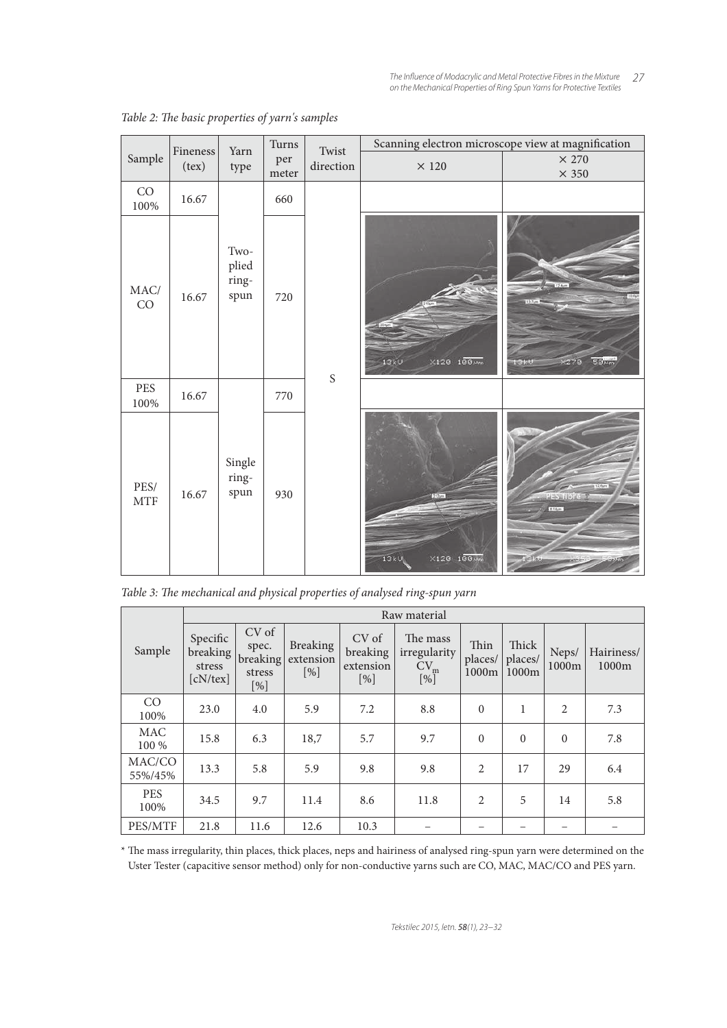*Table 2: The basic properties of yarn's samples*

| Sample | Fineness (tex) | Yarn type | Turns per meter | Twist direction | Scanning electron microscope view at magnification × 120 | × 270 × 350 |
|---|---|---|---|---|---|---|
| CO 100% | 16.67 | Two-plied ring-spun | 660 | S | | |
| MAC/CO | 16.67 | Two-plied ring-spun | 720 | S | | |
| PES 100% | 16.67 | Single ring-spun | 770 | S | | |
| PES/MTF | 16.67 | Single ring-spun | 930 | S | | |

*Table 3: The mechanical and physical properties of analysed ring-spun yarn*

| Sample | Raw material | | | | | | | | |
|---|---|---|---|---|---|---|---|---|---|
| | Specific breaking stress [cN/tex] | CV of spec. breaking stress [%] | Breaking extension [%] | CV of breaking extension [%] | The mass irregularity $CV_m$ [%] | Thin places/ 1000m | Thick places/ 1000m | Neps/ 1000m | Hairiness/ 1000m |
| CO 100% | 23.0 | 4.0 | 5.9 | 7.2 | 8.8 | 0 | 1 | 2 | 7.3 |
| MAC 100 % | 15.8 | 6.3 | 18,7 | 5.7 | 9.7 | 0 | 0 | 0 | 7.8 |
| MAC/CO 55%/45% | 13.3 | 5.8 | 5.9 | 9.8 | 9.8 | 2 | 17 | 29 | 6.4 |
| PES 100% | 34.5 | 9.7 | 11.4 | 8.6 | 11.8 | 2 | 5 | 14 | 5.8 |
| PES/MTF | 21.8 | 11.6 | 12.6 | 10.3 | – | – | – | – | – |

\* The mass irregularity, thin places, thick places, neps and hairiness of analysed ring-spun yarn were determined on the Uster Tester (capacitive sensor method) only for non-conductive yarns such are CO, MAC, MAC/CO and PES yarn.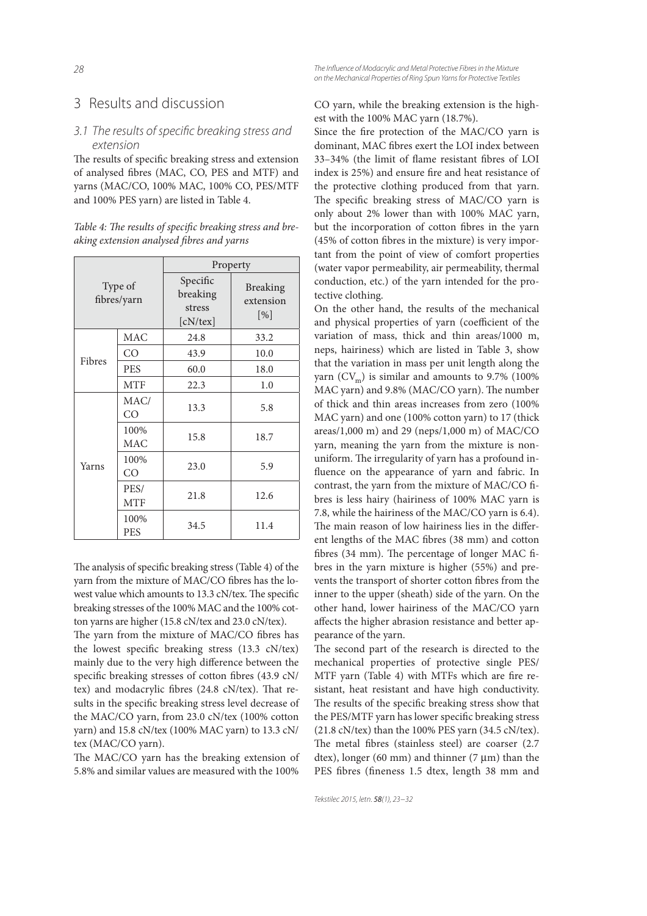## 3 Results and discussion

### 3.1 The results of specific breaking stress and extension

The results of specific breaking stress and extension of analysed fibres (MAC, CO, PES and MTF) and yarns (MAC/CO, 100% MAC, 100% CO, PES/MTF and 100% PES yarn) are listed in Table 4.

*Table 4: The results of specific breaking stress and breaking extension analysed fibres and yarns*

| Type of fibres/yarn | | Property | |
|---|---|---|---|
| | | Specific breaking stress [cN/tex] | Breaking extension [%] |
| Fibres | MAC | 24.8 | 33.2 |
| | CO | 43.9 | 10.0 |
| | PES | 60.0 | 18.0 |
| | MTF | 22.3 | 1.0 |
| Yarns | MAC/CO | 13.3 | 5.8 |
| | 100% MAC | 15.8 | 18.7 |
| | 100% CO | 23.0 | 5.9 |
| | PES/MTF | 21.8 | 12.6 |
| | 100% PES | 34.5 | 11.4 |

The analysis of specific breaking stress (Table 4) of the yarn from the mixture of MAC/CO fibres has the lowest value which amounts to 13.3 cN/tex. The specific breaking stresses of the 100% MAC and the 100% cotton yarns are higher (15.8 cN/tex and 23.0 cN/tex).

The yarn from the mixture of MAC/CO fibres has the lowest specific breaking stress (13.3 cN/tex) mainly due to the very high difference between the specific breaking stresses of cotton fibres (43.9 cN/tex) and modacrylic fibres (24.8 cN/tex). That results in the specific breaking stress level decrease of the MAC/CO yarn, from 23.0 cN/tex (100% cotton yarn) and 15.8 cN/tex (100% MAC yarn) to 13.3 cN/tex (MAC/CO yarn).

The MAC/CO yarn has the breaking extension of 5.8% and similar values are measured with the 100% CO yarn, while the breaking extension is the highest with the 100% MAC yarn (18.7%).

Since the fire protection of the MAC/CO yarn is dominant, MAC fibres exert the LOI index between 33–34% (the limit of flame resistant fibres of LOI index is 25%) and ensure fire and heat resistance of the protective clothing produced from that yarn. The specific breaking stress of MAC/CO yarn is only about 2% lower than with 100% MAC yarn, but the incorporation of cotton fibres in the yarn (45% of cotton fibres in the mixture) is very important from the point of view of comfort properties (water vapor permeability, air permeability, thermal conduction, etc.) of the yarn intended for the protective clothing.

On the other hand, the results of the mechanical and physical properties of yarn (coefficient of the variation of mass, thick and thin areas/1000 m, neps, hairiness) which are listed in Table 3, show that the variation in mass per unit length along the yarn ($CV_m$) is similar and amounts to 9.7% (100% MAC yarn) and 9.8% (MAC/CO yarn). The number of thick and thin areas increases from zero (100% MAC yarn) and one (100% cotton yarn) to 17 (thick areas/1,000 m) and 29 (neps/1,000 m) of MAC/CO yarn, meaning the yarn from the mixture is non-uniform. The irregularity of yarn has a profound influence on the appearance of yarn and fabric. In contrast, the yarn from the mixture of MAC/CO fibres is less hairy (hairiness of 100% MAC yarn is 7.8, while the hairiness of the MAC/CO yarn is 6.4). The main reason of low hairiness lies in the different lengths of the MAC fibres (38 mm) and cotton fibres (34 mm). The percentage of longer MAC fibres in the yarn mixture is higher (55%) and prevents the transport of shorter cotton fibres from the inner to the upper (sheath) side of the yarn. On the other hand, lower hairiness of the MAC/CO yarn affects the higher abrasion resistance and better appearance of the yarn.

The second part of the research is directed to the mechanical properties of protective single PES/MTF yarn (Table 4) with MTFs which are fire resistant, heat resistant and have high conductivity. The results of the specific breaking stress show that the PES/MTF yarn has lower specific breaking stress (21.8 cN/tex) than the 100% PES yarn (34.5 cN/tex). The metal fibres (stainless steel) are coarser (2.7 dtex), longer (60 mm) and thinner (7 μm) than the PES fibres (fineness 1.5 dtex, length 38 mm and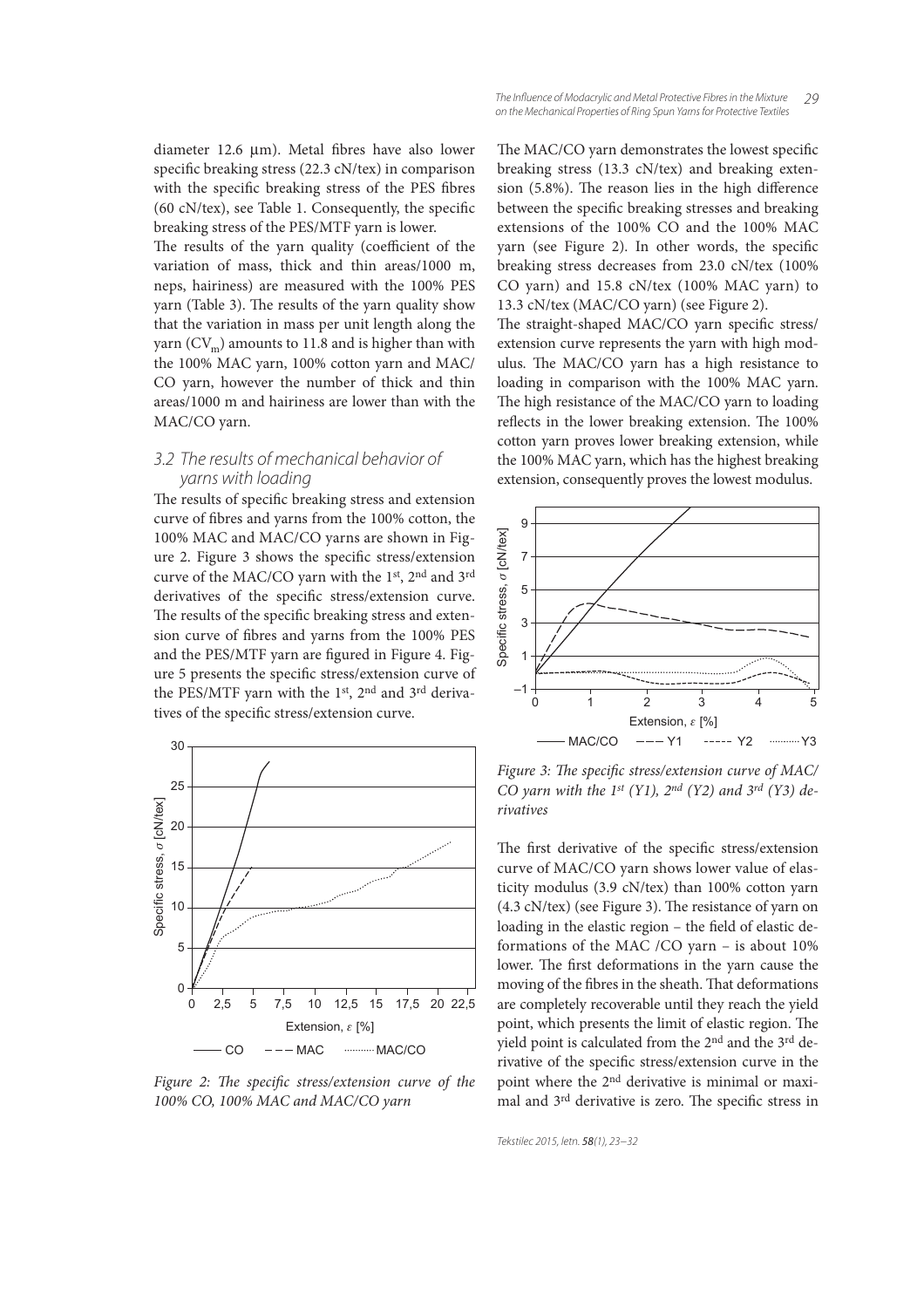diameter 12.6 µm). Metal fibres have also lower specific breaking stress (22.3 cN/tex) in comparison with the specific breaking stress of the PES fibres (60 cN/tex), see Table 1. Consequently, the specific breaking stress of the PES/MTF yarn is lower.

The results of the yarn quality (coefficient of the variation of mass, thick and thin areas/1000 m, neps, hairiness) are measured with the 100% PES yarn (Table 3). The results of the yarn quality show that the variation in mass per unit length along the yarn ($CV_m$) amounts to 11.8 and is higher than with the 100% MAC yarn, 100% cotton yarn and MAC/CO yarn, however the number of thick and thin areas/1000 m and hairiness are lower than with the MAC/CO yarn.

## 3.2 The results of mechanical behavior of yarns with loading

The results of specific breaking stress and extension curve of fibres and yarns from the 100% cotton, the 100% MAC and MAC/CO yarns are shown in Figure 2. Figure 3 shows the specific stress/extension curve of the MAC/CO yarn with the 1st, 2nd and 3rd derivatives of the specific stress/extension curve. The results of the specific breaking stress and extension curve of fibres and yarns from the 100% PES and the PES/MTF yarn are figured in Figure 4. Figure 5 presents the specific stress/extension curve of the PES/MTF yarn with the 1st, 2nd and 3rd derivatives of the specific stress/extension curve.

*Figure 2: The specific stress/extension curve of the 100% CO, 100% MAC and MAC/CO yarn*

The MAC/CO yarn demonstrates the lowest specific breaking stress (13.3 cN/tex) and breaking extension (5.8%). The reason lies in the high difference between the specific breaking stresses and breaking extensions of the 100% CO and the 100% MAC yarn (see Figure 2). In other words, the specific breaking stress decreases from 23.0 cN/tex (100% CO yarn) and 15.8 cN/tex (100% MAC yarn) to 13.3 cN/tex (MAC/CO yarn) (see Figure 2).

The straight-shaped MAC/CO yarn specific stress/extension curve represents the yarn with high modulus. The MAC/CO yarn has a high resistance to loading in comparison with the 100% MAC yarn. The high resistance of the MAC/CO yarn to loading reflects in the lower breaking extension. The 100% cotton yarn proves lower breaking extension, while the 100% MAC yarn, which has the highest breaking extension, consequently proves the lowest modulus.

*Figure 3: The specific stress/extension curve of MAC/CO yarn with the 1st (Y1), 2nd (Y2) and 3rd (Y3) derivatives*

The first derivative of the specific stress/extension curve of MAC/CO yarn shows lower value of elasticity modulus (3.9 cN/tex) than 100% cotton yarn (4.3 cN/tex) (see Figure 3). The resistance of yarn on loading in the elastic region – the field of elastic deformations of the MAC /CO yarn – is about 10% lower. The first deformations in the yarn cause the moving of the fibres in the sheath. That deformations are completely recoverable until they reach the yield point, which presents the limit of elastic region. The yield point is calculated from the 2nd and the 3rd derivative of the specific stress/extension curve in the point where the 2nd derivative is minimal or maximal and 3rd derivative is zero. The specific stress in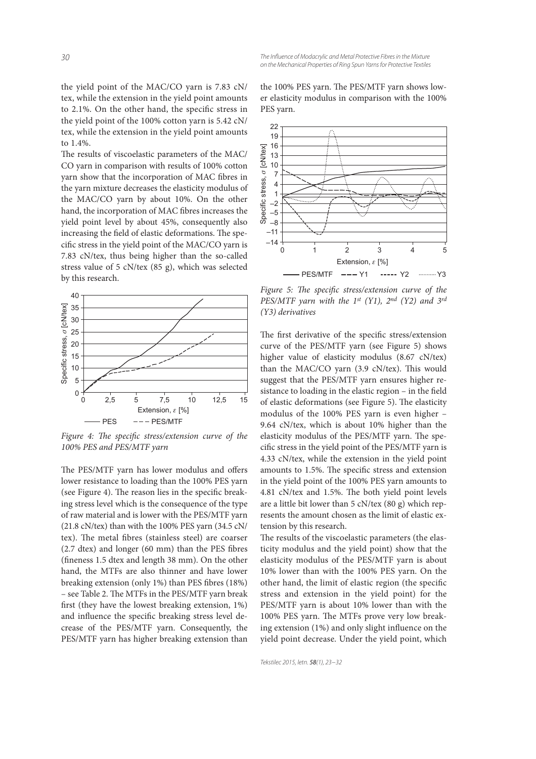the yield point of the MAC/CO yarn is 7.83 cN/tex, while the extension in the yield point amounts to 2.1%. On the other hand, the specific stress in the yield point of the 100% cotton yarn is 5.42 cN/tex, while the extension in the yield point amounts to 1.4%.

The results of viscoelastic parameters of the MAC/CO yarn in comparison with results of 100% cotton yarn show that the incorporation of MAC fibres in the yarn mixture decreases the elasticity modulus of the MAC/CO yarn by about 10%. On the other hand, the incorporation of MAC fibres increases the yield point level by about 45%, consequently also increasing the field of elastic deformations. The specific stress in the yield point of the MAC/CO yarn is 7.83 cN/tex, thus being higher than the so-called stress value of 5 cN/tex (85 g), which was selected by this research.

*Figure 4: The specific stress/extension curve of the 100% PES and PES/MTF yarn*

The PES/MTF yarn has lower modulus and offers lower resistance to loading than the 100% PES yarn (see Figure 4). The reason lies in the specific breaking stress level which is the consequence of the type of raw material and is lower with the PES/MTF yarn (21.8 cN/tex) than with the 100% PES yarn (34.5 cN/tex). The metal fibres (stainless steel) are coarser (2.7 dtex) and longer (60 mm) than the PES fibres (fineness 1.5 dtex and length 38 mm). On the other hand, the MTFs are also thinner and have lower breaking extension (only 1%) than PES fibres (18%) – see Table 2. The MTFs in the PES/MTF yarn break first (they have the lowest breaking extension, 1%) and influence the specific breaking stress level decrease of the PES/MTF yarn. Consequently, the PES/MTF yarn has higher breaking extension than the 100% PES yarn. The PES/MTF yarn shows lower elasticity modulus in comparison with the 100% PES yarn.

*Figure 5: The specific stress/extension curve of the PES/MTF yarn with the 1st (Y1), 2nd (Y2) and 3rd (Y3) derivatives*

The first derivative of the specific stress/extension curve of the PES/MTF yarn (see Figure 5) shows higher value of elasticity modulus (8.67 cN/tex) than the MAC/CO yarn (3.9 cN/tex). This would suggest that the PES/MTF yarn ensures higher resistance to loading in the elastic region – in the field of elastic deformations (see Figure 5). The elasticity modulus of the 100% PES yarn is even higher – 9.64 cN/tex, which is about 10% higher than the elasticity modulus of the PES/MTF yarn. The specific stress in the yield point of the PES/MTF yarn is 4.33 cN/tex, while the extension in the yield point amounts to 1.5%. The specific stress and extension in the yield point of the 100% PES yarn amounts to 4.81 cN/tex and 1.5%. The both yield point levels are a little bit lower than 5 cN/tex (80 g) which represents the amount chosen as the limit of elastic extension by this research.

The results of the viscoelastic parameters (the elasticity modulus and the yield point) show that the elasticity modulus of the PES/MTF yarn is about 10% lower than with the 100% PES yarn. On the other hand, the limit of elastic region (the specific stress and extension in the yield point) for the PES/MTF yarn is about 10% lower than with the 100% PES yarn. The MTFs prove very low breaking extension (1%) and only slight influence on the yield point decrease. Under the yield point, which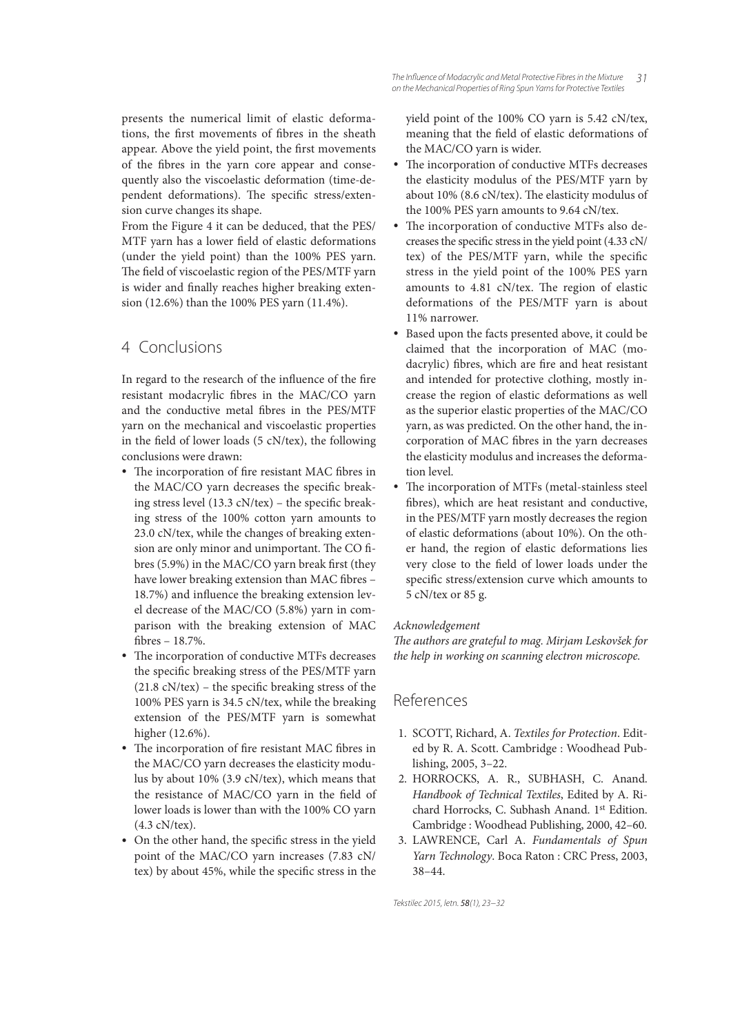presents the numerical limit of elastic deformations, the first movements of fibres in the sheath appear. Above the yield point, the first movements of the fibres in the yarn core appear and consequently also the viscoelastic deformation (time-dependent deformations). The specific stress/extension curve changes its shape.

From the Figure 4 it can be deduced, that the PES/MTF yarn has a lower field of elastic deformations (under the yield point) than the 100% PES yarn. The field of viscoelastic region of the PES/MTF yarn is wider and finally reaches higher breaking extension (12.6%) than the 100% PES yarn (11.4%).

## 4 Conclusions

In regard to the research of the influence of the fire resistant modacrylic fibres in the MAC/CO yarn and the conductive metal fibres in the PES/MTF yarn on the mechanical and viscoelastic properties in the field of lower loads (5 cN/tex), the following conclusions were drawn:

- The incorporation of fire resistant MAC fibres in the MAC/CO yarn decreases the specific breaking stress level (13.3 cN/tex) – the specific breaking stress of the 100% cotton yarn amounts to 23.0 cN/tex, while the changes of breaking extension are only minor and unimportant. The CO fibres (5.9%) in the MAC/CO yarn break first (they have lower breaking extension than MAC fibres – 18.7%) and influence the breaking extension level decrease of the MAC/CO (5.8%) yarn in comparison with the breaking extension of MAC fibres – 18.7%.
- The incorporation of conductive MTFs decreases the specific breaking stress of the PES/MTF yarn (21.8 cN/tex) – the specific breaking stress of the 100% PES yarn is 34.5 cN/tex, while the breaking extension of the PES/MTF yarn is somewhat higher (12.6%).
- The incorporation of fire resistant MAC fibres in the MAC/CO yarn decreases the elasticity modulus by about 10% (3.9 cN/tex), which means that the resistance of MAC/CO yarn in the field of lower loads is lower than with the 100% CO yarn (4.3 cN/tex).
- On the other hand, the specific stress in the yield point of the MAC/CO yarn increases (7.83 cN/tex) by about 45%, while the specific stress in the yield point of the 100% CO yarn is 5.42 cN/tex, meaning that the field of elastic deformations of the MAC/CO yarn is wider.
- The incorporation of conductive MTFs decreases the elasticity modulus of the PES/MTF yarn by about 10% (8.6 cN/tex). The elasticity modulus of the 100% PES yarn amounts to 9.64 cN/tex.
- The incorporation of conductive MTFs also decreases the specific stress in the yield point (4.33 cN/tex) of the PES/MTF yarn, while the specific stress in the yield point of the 100% PES yarn amounts to 4.81 cN/tex. The region of elastic deformations of the PES/MTF yarn is about 11% narrower.
- Based upon the facts presented above, it could be claimed that the incorporation of MAC (modacrylic) fibres, which are fire and heat resistant and intended for protective clothing, mostly increase the region of elastic deformations as well as the superior elastic properties of the MAC/CO yarn, as was predicted. On the other hand, the incorporation of MAC fibres in the yarn decreases the elasticity modulus and increases the deformation level.
- The incorporation of MTFs (metal-stainless steel fibres), which are heat resistant and conductive, in the PES/MTF yarn mostly decreases the region of elastic deformations (about 10%). On the other hand, the region of elastic deformations lies very close to the field of lower loads under the specific stress/extension curve which amounts to 5 cN/tex or 85 g.

*Acknowledgement*

*The authors are grateful to mag. Mirjam Leskovšek for the help in working on scanning electron microscope.*

## References

1. SCOTT, Richard, A. *Textiles for Protection*. Edited by R. A. Scott. Cambridge : Woodhead Publishing, 2005, 3–22.
2. HORROCKS, A. R., SUBHASH, C. Anand. *Handbook of Technical Textiles*, Edited by A. Richard Horrocks, C. Subhash Anand. 1st Edition. Cambridge : Woodhead Publishing, 2000, 42–60.
3. LAWRENCE, Carl A. *Fundamentals of Spun Yarn Technology*. Boca Raton : CRC Press, 2003, 38–44.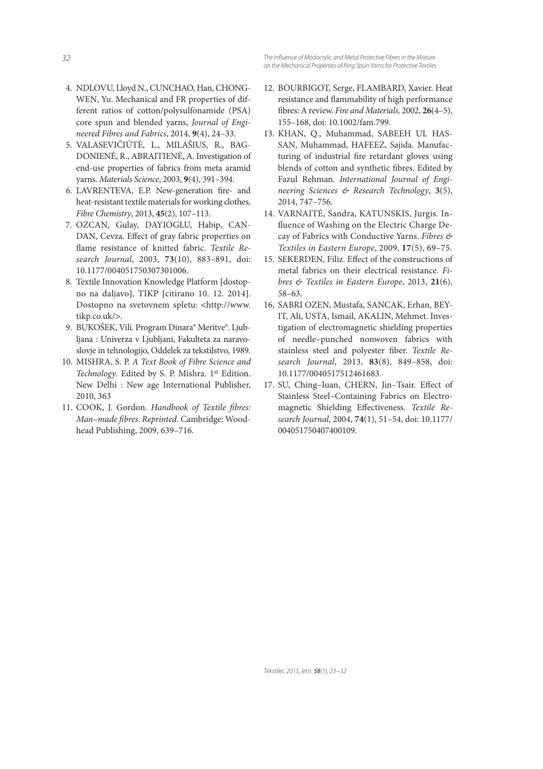4. NDLOVU, Lloyd N., CUNCHAO, Han, CHONG-WEN, Yu. Mechanical and FR properties of different ratios of cotton/polysulfonamide (PSA) core spun and blended yarns, *Journal of Engineered Fibres and Fabrics*, 2014, **9**(4), 24–33.
5. VALASEVIČIŪTĖ, L., MILAŠIUS, R., BAGDONIENĖ, R., ABRAITIENĖ, A. Investigation of end-use properties of fabrics from meta aramid yarns. *Materials Science*, 2003, **9**(4), 391–394.
6. LAVRENTEVA, E.P. New-generation fire- and heat-resistant textile materials for working clothes, *Fibre Chemistry*, 2013, **45**(2), 107–113.
7. OZCAN, Gulay, DAYIOGLU, Habip, CANDAN, Cevza. Effect of gray fabric properties on flame resistance of knitted fabric. *Textile Research Journal*, 2003, **73**(10), 883–891, doi: 10.1177/004051750307301006.
8. Textile Innovation Knowledge Platform [dostopno na daljavo], TIKP [citirano 10. 12. 2014]. Dostopno na svetovnem spletu: <http://www.tikp.co.uk/>.
9. BUKOŠEK, Vili. Program Dinara® Meritve®. Ljubljana : Univerza v Ljubljani, Fakulteta za naravoslovje in tehnologijo, Oddelek za tekstilstvo, 1989.
10. MISHRA, S. P. *A Text Book of Fibre Science and Technology*. Edited by S. P. Mishra. 1st Edition. New Delhi : New age International Publisher, 2010, 363
11. COOK, J. Gordon. *Handbook of Textile fibres: Man–made fibres. Reprinted*. Cambridge: Woodhead Publishing, 2009, 639–716.
12. BOURBIGOT, Serge, FLAMBARD, Xavier. Heat resistance and flammability of high performance fibres: A review. *Fire and Materials,* 2002, **26**(4–5), 155–168, doi: 10.1002/fam.799.
13. KHAN, Q., Muhammad, SABEEH UL HASSAN, Muhammad, HAFEEZ, Sajida. Manufacturing of industrial fire retardant gloves using blends of cotton and synthetic fibres. Edited by Fazul Rehman. *International Journal of Engineering Sciences & Research Technology*, **3**(5), 2014, 747–756.
14. VARNAITĖ, Sandra, KATUNSKIS, Jurgis. Influence of Washing on the Electric Charge Decay of Fabrics with Conductive Yarns. *Fibres & Textiles in Eastern Europe*, 2009, **17**(5), 69–75.
15. SEKERDEN, Filiz. Effect of the constructions of metal fabrics on their electrical resistance. *Fibres & Textiles in Eastern Europe*, 2013, **21**(6), 58–63.
16. SABRI OZEN, Mustafa, SANCAK, Erhan, BEYIT, Ali, USTA, Ismail, AKALIN, Mehmet. Investigation of electromagnetic shielding properties of needle–punched nonwoven fabrics with stainless steel and polyester fiber. *Textile Research Journal*, 2013, **83**(8), 849–858, doi: 10.1177/0040517512461683.
17. SU, Ching–Iuan, CHERN, Jin–Tsair. Effect of Stainless Steel–Containing Fabrics on Electromagnetic Shielding Effectiveness. *Textile Research Journal*, 2004, **74**(1), 51–54, doi: 10.1177/004051750407400109.